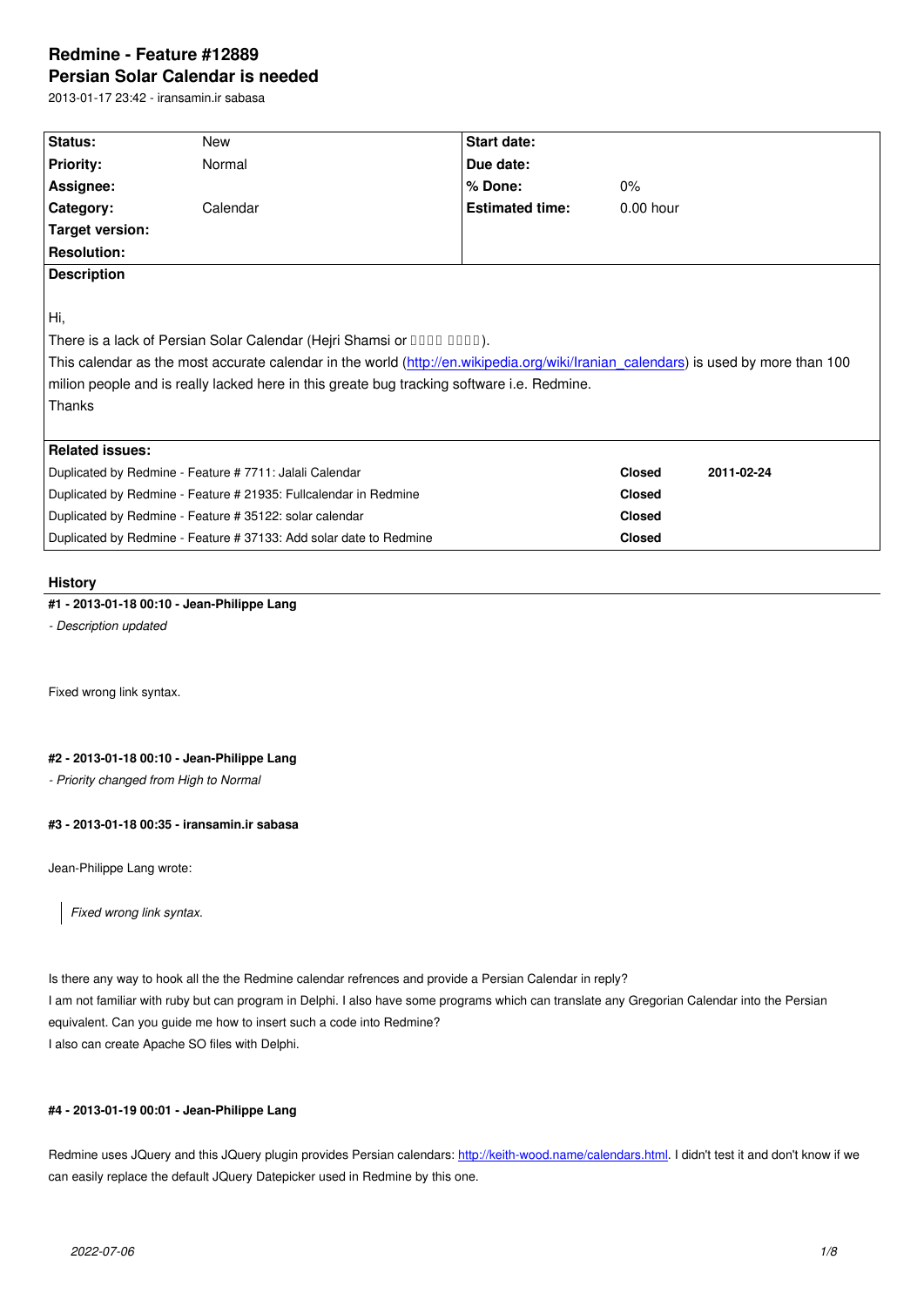# Redmine - Feature #12889

## Persian Solar Calendar is needed

2013-01-17 23:42 - iransamin.ir sabasa

| Status: | New | Start date: | |
|---|---|---|---|
| Priority: | Normal | Due date: | |
| Assignee: | | % Done: | 0% |
| Category: | Calendar | Estimated time: | 0.00 hour |
| Target version: | | | |
| Resolution: | | | |

**Description**

Hi,

There is a lack of Persian Solar Calendar (Hejri Shamsi or ???? ????).

This calendar as the most accurate calendar in the world (http://en.wikipedia.org/wiki/Iranian_calendars) is used by more than 100 milion people and is really lacked here in this greate bug tracking software i.e. Redmine.

Thanks

**Related issues:**

| | | |
|---|---|---|
| Duplicated by Redmine - Feature # 7711: Jalali Calendar | **Closed** | **2011-02-24** |
| Duplicated by Redmine - Feature # 21935: Fullcalendar in Redmine | **Closed** | |
| Duplicated by Redmine - Feature # 35122: solar calendar | **Closed** | |
| Duplicated by Redmine - Feature # 37133: Add solar date to Redmine | **Closed** | |

## History

#### #1 - 2013-01-18 00:10 - Jean-Philippe Lang

*- Description updated*

Fixed wrong link syntax.

#### #2 - 2013-01-18 00:10 - Jean-Philippe Lang

*- Priority changed from High to Normal*

#### #3 - 2013-01-18 00:35 - iransamin.ir sabasa

Jean-Philippe Lang wrote:

> *Fixed wrong link syntax.*

Is there any way to hook all the the Redmine calendar refrences and provide a Persian Calendar in reply?

I am not familiar with ruby but can program in Delphi. I also have some programs which can translate any Gregorian Calendar into the Persian equivalent. Can you guide me how to insert such a code into Redmine?

I also can create Apache SO files with Delphi.

#### #4 - 2013-01-19 00:01 - Jean-Philippe Lang

Redmine uses JQuery and this JQuery plugin provides Persian calendars: http://keith-wood.name/calendars.html. I didn't test it and don't know if we can easily replace the default JQuery Datepicker used in Redmine by this one.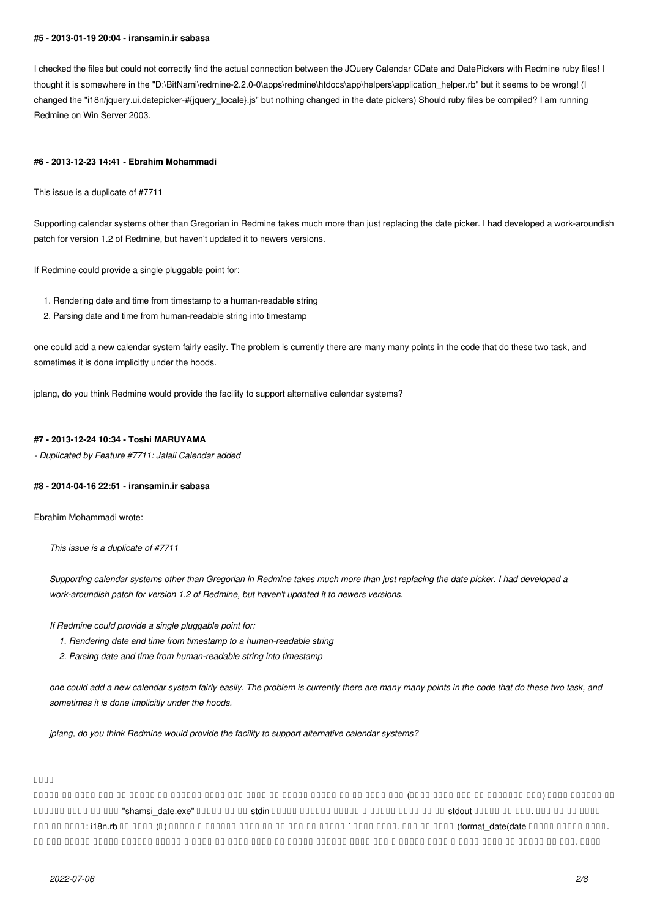#### #5 - 2013-01-19 20:04 - iransamin.ir sabasa

I checked the files but could not correctly find the actual connection between the JQuery Calendar CDate and DatePickers with Redmine ruby files! I thought it is somewhere in the "D:\BitNami\redmine-2.2.0-0\apps\redmine\htdocs\app\helpers\application_helper.rb" but it seems to be wrong! (I changed the "i18n/jquery.ui.datepicker-#{jquery_locale}.js" but nothing changed in the date pickers) Should ruby files be compiled? I am running Redmine on Win Server 2003.

#### #6 - 2013-12-23 14:41 - Ebrahim Mohammadi

This issue is a duplicate of #7711

Supporting calendar systems other than Gregorian in Redmine takes much more than just replacing the date picker. I had developed a work-aroundish patch for version 1.2 of Redmine, but haven't updated it to newers versions.

If Redmine could provide a single pluggable point for:

1. Rendering date and time from timestamp to a human-readable string
2. Parsing date and time from human-readable string into timestamp

one could add a new calendar system fairly easily. The problem is currently there are many many points in the code that do these two task, and sometimes it is done implicitly under the hoods.

jplang, do you think Redmine would provide the facility to support alternative calendar systems?

#### #7 - 2013-12-24 10:34 - Toshi MARUYAMA

*- Duplicated by Feature #7711: Jalali Calendar added*

#### #8 - 2014-04-16 22:51 - iransamin.ir sabasa

Ebrahim Mohammadi wrote:

> *This issue is a duplicate of #7711*
>
> *Supporting calendar systems other than Gregorian in Redmine takes much more than just replacing the date picker. I had developed a work-aroundish patch for version 1.2 of Redmine, but haven't updated it to newers versions.*
>
> *If Redmine could provide a single pluggable point for:*
>
> 1. *Rendering date and time from timestamp to a human-readable string*
> 2. *Parsing date and time from human-readable string into timestamp*
>
> *one could add a new calendar system fairly easily. The problem is currently there are many many points in the code that do these two task, and sometimes it is done implicitly under the hoods.*
>
> *jplang, do you think Redmine would provide the facility to support alternative calendar systems?*

□□□□

□□□□□ □□ □□□□ □□□ □□ □□□□□ □□ □□□□□□ □□□□ □□□ □□□□ □□ □□□□□ □□□□□ □□ □□ □□□□ □□□ (□□□□ □□□□ □□□ □□ □□□□□□□ □□□) □□□□ □□□□□□ □□ □□□□□□ □□□□ □□ □□□ "shamsi_date.exe" □□□□□ □□ □□ stdin □□□□□ □□□□□□ □□□□□ □ □□□□□ □□□□ □□ □□ stdout □□□□□ □□ □□□. □□□ □□ □□ □□□□ □□□ □□ □□□□: i18n.rb □□ □□□□ (□) □□□□□ □ □□□□□□ □□□□ □□ □□ □□□ □□ □□□□□ `□□□□ □□□□. □□□ □□ □□□□ (format_date(date □□□□□ □□□□□ □□□□. □□ □□□ □□□□□ □□□□□ □□□□□□ □□□□□ □ □□□□ □□ □□□□ □□□□ □□ □□□□□ □□□□□□ □□□□ □□□ □ □□□□□ □□□□ □ □□□□ □□□□ □□ □□□□□ □□ □□□. □□□□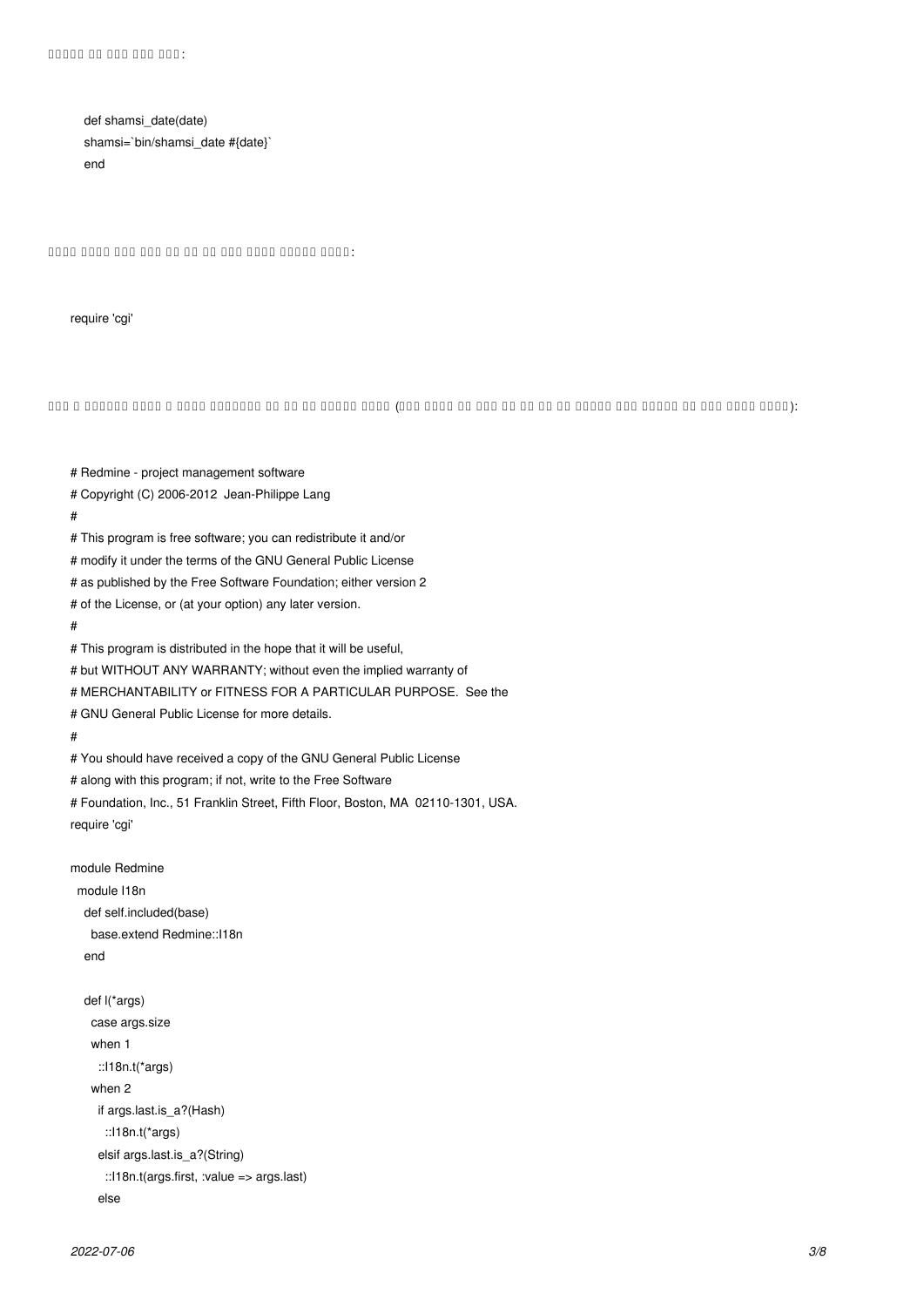□□□□□ □□ □□□ □□□ □□□:

```
def shamsi_date(date)
shamsi=`bin/shamsi_date #{date}`
end
```

□□□□ □□□□ □□□ □□□ □□ □□ □□ □□□ □□□□ □□□□□□ □□□□:

```
require 'cgi'
```

□□□ □ □□□□□□□ □□□□ □ □□□□ □□□□□□□□ □□ □□ □□ □□□□□□ □□□□ (□□□ □□□□□ □□ □□□ □□ □□ □□ □□ □□□□□□ □□□ □□□□□□ □□ □□□ □□□□ □□□□):

```
# Redmine - project management software
# Copyright (C) 2006-2012  Jean-Philippe Lang
#
# This program is free software; you can redistribute it and/or
# modify it under the terms of the GNU General Public License
# as published by the Free Software Foundation; either version 2
# of the License, or (at your option) any later version.
#
# This program is distributed in the hope that it will be useful,
# but WITHOUT ANY WARRANTY; without even the implied warranty of
# MERCHANTABILITY or FITNESS FOR A PARTICULAR PURPOSE.  See the
# GNU General Public License for more details.
#
# You should have received a copy of the GNU General Public License
# along with this program; if not, write to the Free Software
# Foundation, Inc., 51 Franklin Street, Fifth Floor, Boston, MA  02110-1301, USA.
require 'cgi'

module Redmine
  module I18n
    def self.included(base)
      base.extend Redmine::I18n
    end

    def l(*args)
      case args.size
      when 1
        ::I18n.t(*args)
      when 2
        if args.last.is_a?(Hash)
          ::I18n.t(*args)
        elsif args.last.is_a?(String)
          ::I18n.t(args.first, :value => args.last)
        else
```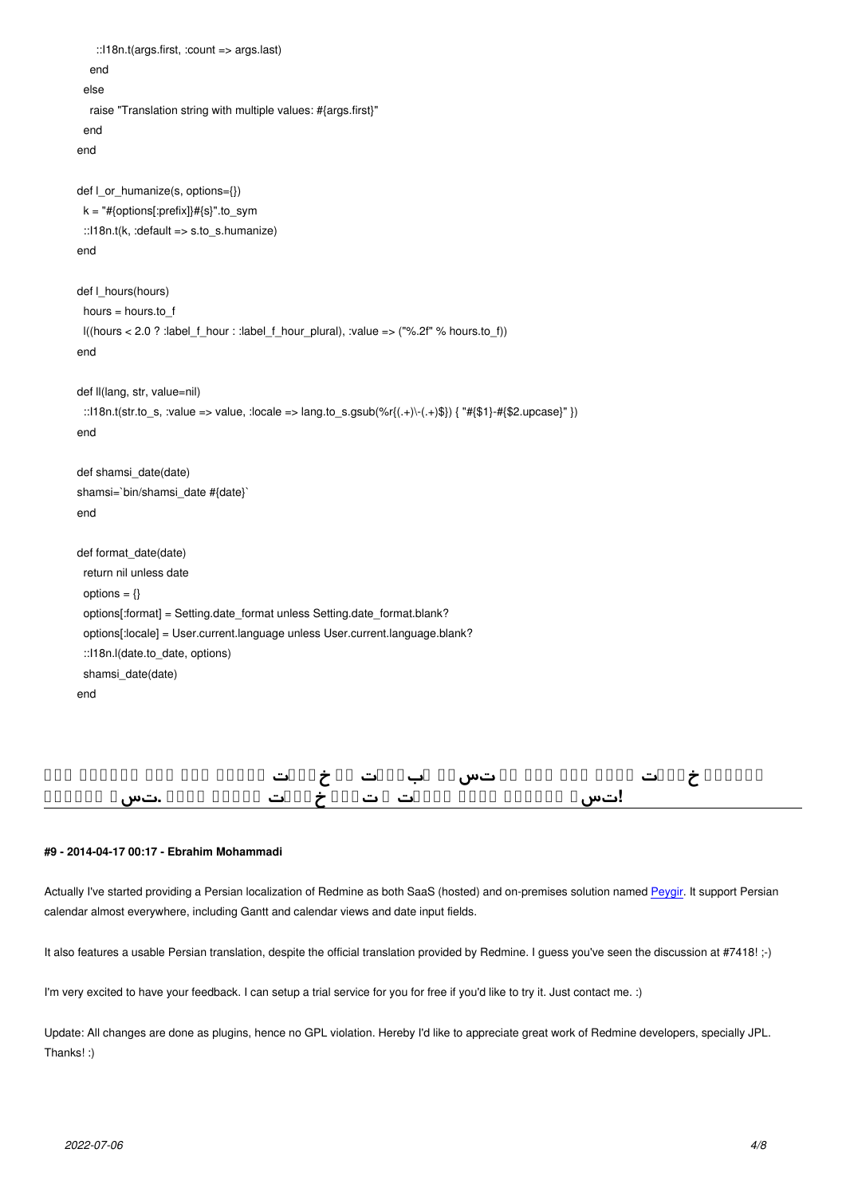```
      ::I18n.t(args.first, :count => args.last)
    end
  else
    raise "Translation string with multiple values: #{args.first}"
  end
end

def l_or_humanize(s, options={})
  k = "#{options[:prefix]}#{s}".to_sym
  ::I18n.t(k, :default => s.to_s.humanize)
end

def l_hours(hours)
  hours = hours.to_f
  l((hours < 2.0 ? :label_f_hour : :label_f_hour_plural), :value => ("%.2f" % hours.to_f))
end

def ll(lang, str, value=nil)
  ::I18n.t(str.to_s, :value => value, :locale => lang.to_s.gsub(%r{(.+)\-(.+)$}) { "#{$1}-#{$2.upcase}" })
end

def shamsi_date(date)
shamsi=`bin/shamsi_date #{date}`
end

def format_date(date)
  return nil unless date
  options = {}
  options[:format] = Setting.date_format unless Setting.date_format.blank?
  options[:locale] = User.current.language unless User.current.language.blank?
  ::I18n.l(date.to_date, options)
  shamsi_date(date)
end
```

**□□□ □□□□□□ □□□ □□□ □□□□□ ت□□خ □□ ت□□ب □□ تس□ □□ □□□ □□□ □□□□ ت□□خ □□□□□□ □□□□□□ □تس. □□□□ □□□□□ ت□□خ □□□ ت □ت□□□□ □□□□ □□□□□□ □تس!**

---

#### #9 - 2014-04-17 00:17 - Ebrahim Mohammadi

Actually I've started providing a Persian localization of Redmine as both SaaS (hosted) and on-premises solution named Peygir. It support Persian calendar almost everywhere, including Gantt and calendar views and date input fields.

It also features a usable Persian translation, despite the official translation provided by Redmine. I guess you've seen the discussion at #7418! ;-)

I'm very excited to have your feedback. I can setup a trial service for you for free if you'd like to try it. Just contact me. :)

Update: All changes are done as plugins, hence no GPL violation. Hereby I'd like to appreciate great work of Redmine developers, specially JPL. Thanks! :)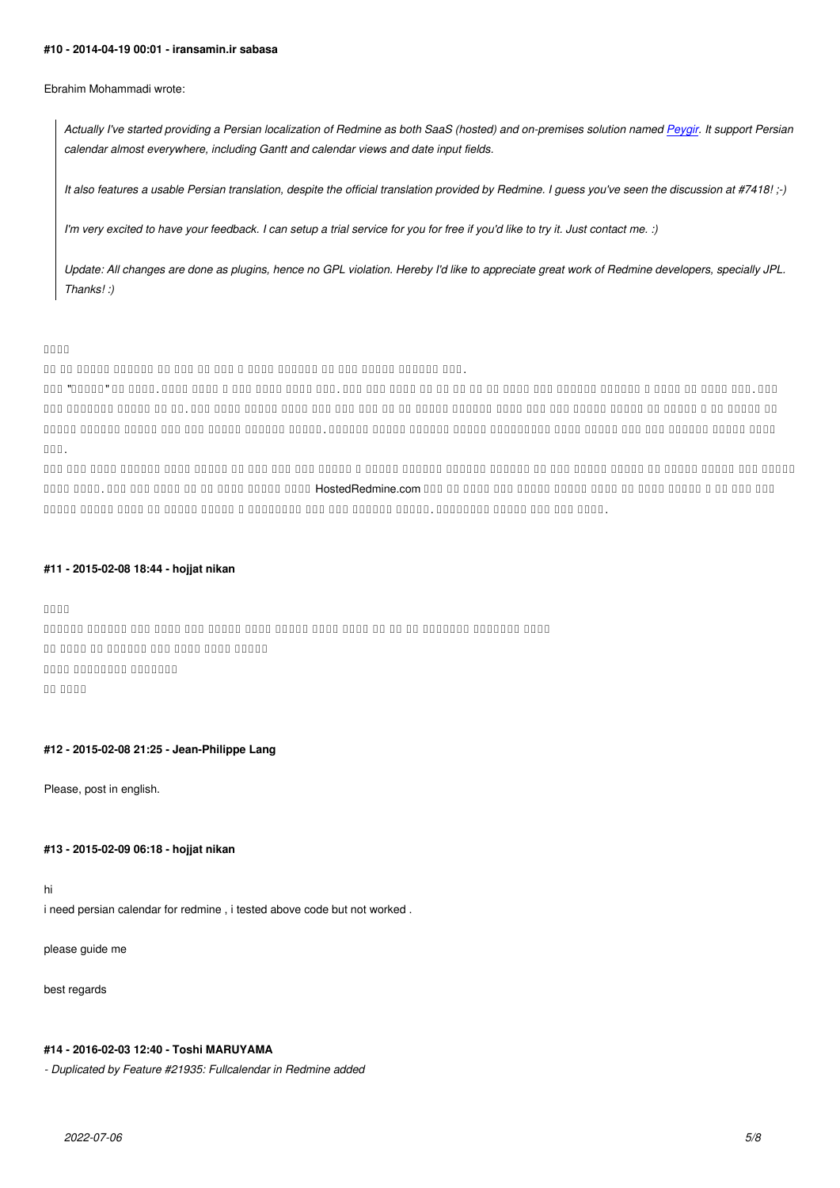#### #10 - 2014-04-19 00:01 - iransamin.ir sabasa

Ebrahim Mohammadi wrote:

> *Actually I've started providing a Persian localization of Redmine as both SaaS (hosted) and on-premises solution named [Peygir](). It support Persian calendar almost everywhere, including Gantt and calendar views and date input fields.*
>
> *It also features a usable Persian translation, despite the official translation provided by Redmine. I guess you've seen the discussion at #7418! ;-)*
>
> *I'm very excited to have your feedback. I can setup a trial service for you for free if you'd like to try it. Just contact me. :)*
>
> *Update: All changes are done as plugins, hence no GPL violation. Hereby I'd like to appreciate great work of Redmine developers, specially JPL. Thanks! :)*

□□□□

□□ □□ □□□□□ □□□□□□□ □□ □□□ □□ □□□ □ □□□□ □□□□□□ □□ □□□ □□□□□ □□□□□□ □□□.

□□□ "□□□□□" □□ □□□□. □□□□ □□□□ □ □□□ □□□□ □□□□ □□□. □□□ □□□ □□□□ □□ □□ □□ □□ □□□□ □□□ □□□□□□ □□□□□□ □ □□□□ □□ □□□□ □□□. □□□ □□□ □□□□□□□ □□□□□ □□ □□. □□□ □□□□ □□□□□ □□□□ □□□ □□□ □□□ □□ □□ □□□□□ □□□□□□ □□□□ □□□ □□□ □□□□□ □□□□□ □□ □□□□□ □ □□ □□□□□ □□ □□□□□ □□□□□□ □□□□□ □□□ □□□ □□□□□ □□□□□□ □□□□□. □□□□□□ □□□□□ □□□□□□ □□□□□ □□□□□□□□□ □□□□ □□□□□ □□□ □□□ □□□□□□ □□□□□ □□□□ □□□.

□□□ □□□ □□□□ □□□□□□ □□□□ □□□□□ □□ □□□ □□□ □□□ □□□□□ □ □□□□□ □□□□□□ □□□□□□ □□□□□□ □□ □□□ □□□□□ □□□□□ □□ □□□□□ □□□□□ □□□ □□□□□ □□□□ □□□□. □□□ □□□ □□□□ □□ □□ □□□□ □□□□□ □□□□ HostedRedmine.com □□□ □□ □□□□ □□□ □□□□□ □□□□□ □□□□ □□ □□□□ □□□□□ □ □□ □□□ □□□ □□□□□ □□□□□ □□□□ □□ □□□□□ □□□□□ □ □□□□□□□□ □□□ □□□ □□□□□□ □□□□□. □□□□□□□□ □□□□□ □□□ □□□ □□□□.

#### #11 - 2015-02-08 18:44 - hojjat nikan

□□□□

□□□□□□ □□□□□□ □□□ □□□□ □□□ □□□□□ □□□□ □□□□□ □□□□ □□□□ □□ □□ □□□□□□□□ □□□□□□□ □□□□

□□ □□□□ □□ □□□□□□ □□□ □□□□ □□□□ □□□□□

□□□□ □□□□□□□□ □□□□□□□

□□ □□□□

#### #12 - 2015-02-08 21:25 - Jean-Philippe Lang

Please, post in english.

#### #13 - 2015-02-09 06:18 - hojjat nikan

hi

i need persian calendar for redmine , i tested above code but not worked .

please guide me

best regards

#### #14 - 2016-02-03 12:40 - Toshi MARUYAMA

*- Duplicated by Feature #21935: Fullcalendar in Redmine added*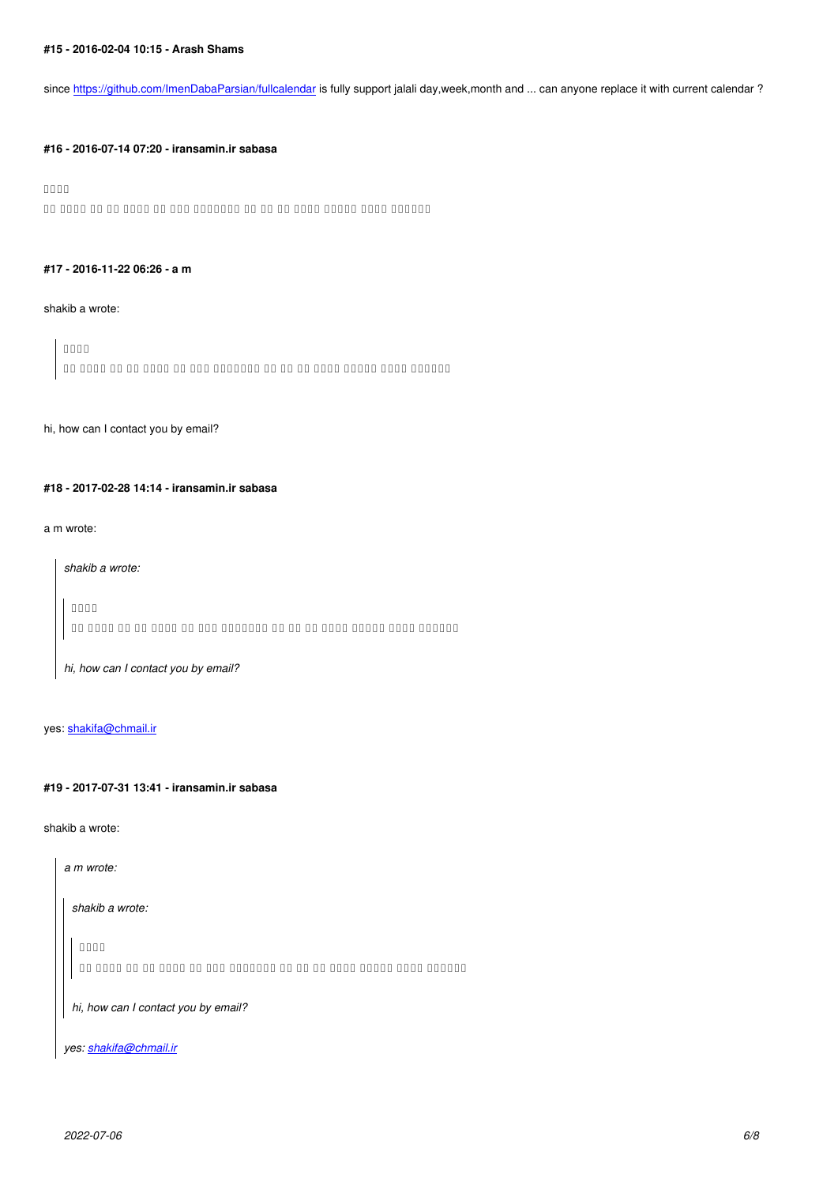#### #15 - 2016-02-04 10:15 - Arash Shams

since https://github.com/ImenDabaParsian/fullcalendar is fully support jalali day,week,month and ... can anyone replace it with current calendar ?

#### #16 - 2016-07-14 07:20 - iransamin.ir sabasa

□□□□
□□ □□□□□ □□ □□ □□□□□ □□ □□□ □□□□□□□□ □□ □□ □□ □□□□□ □□□□□□ □□□□□ □□□□□□□

#### #17 - 2016-11-22 06:26 - a m

shakib a wrote:

> □□□□
> □□ □□□□□ □□ □□ □□□□□ □□ □□□ □□□□□□□□ □□ □□ □□ □□□□□ □□□□□□ □□□□□ □□□□□□□

hi, how can I contact you by email?

#### #18 - 2017-02-28 14:14 - iransamin.ir sabasa

a m wrote:

> *shakib a wrote:*
>
> > □□□□
> > □□ □□□□□ □□ □□ □□□□□ □□ □□□ □□□□□□□□ □□ □□ □□ □□□□□ □□□□□□ □□□□□ □□□□□□□
>
> *hi, how can I contact you by email?*

yes: shakifa@chmail.ir

#### #19 - 2017-07-31 13:41 - iransamin.ir sabasa

shakib a wrote:

> *a m wrote:*
>
> > *shakib a wrote:*
> >
> > > □□□□
> > > □□ □□□□□ □□ □□ □□□□□ □□ □□□ □□□□□□□□ □□ □□ □□ □□□□□ □□□□□□ □□□□□ □□□□□□□
> >
> > *hi, how can I contact you by email?*
>
> *yes: shakifa@chmail.ir*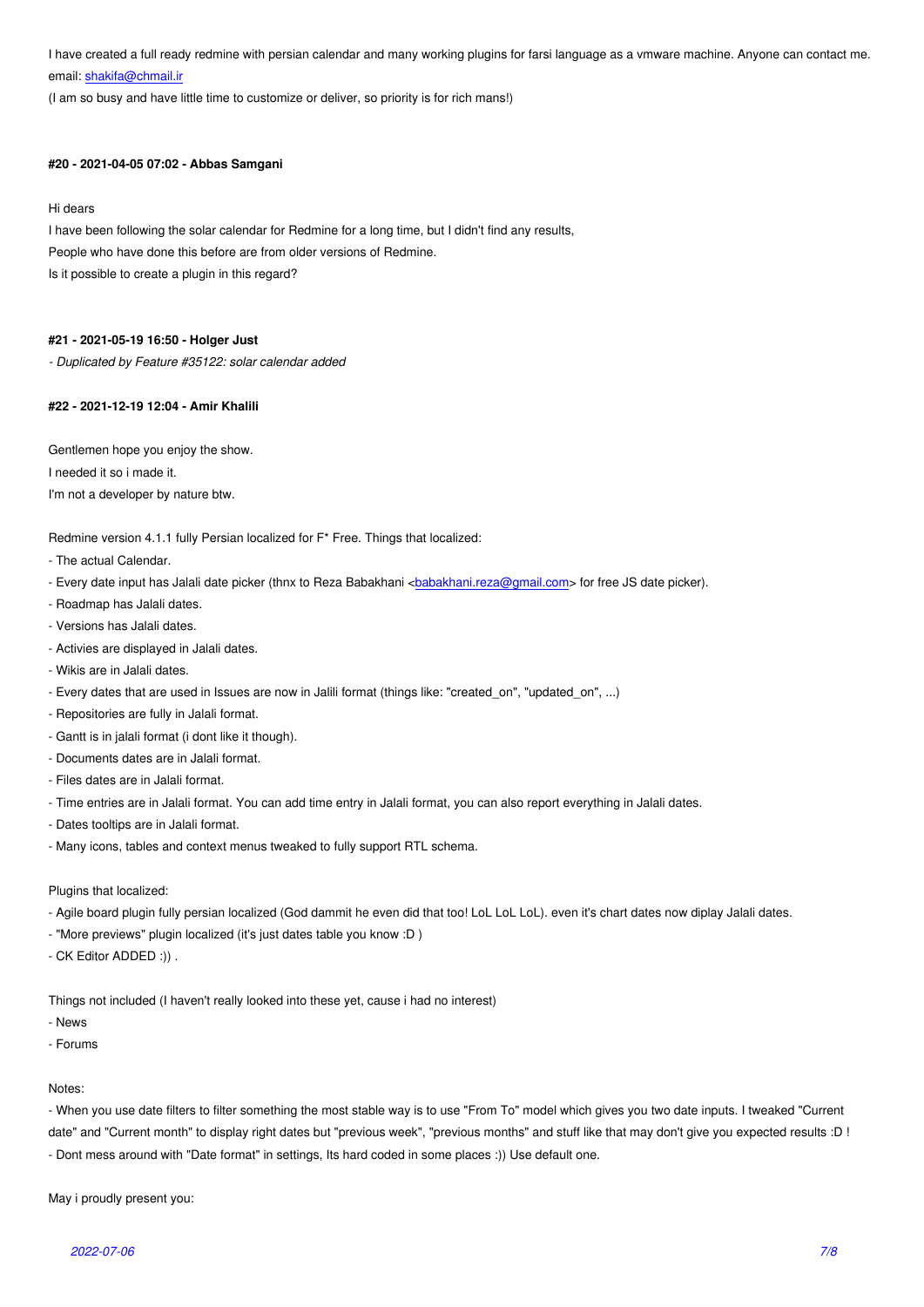I have created a full ready redmine with persian calendar and many working plugins for farsi language as a vmware machine. Anyone can contact me. email: shakifa@chmail.ir

(I am so busy and have little time to customize or deliver, so priority is for rich mans!)

#### #20 - 2021-04-05 07:02 - Abbas Samgani

Hi dears

I have been following the solar calendar for Redmine for a long time, but I didn't find any results,

People who have done this before are from older versions of Redmine.

Is it possible to create a plugin in this regard?

#### #21 - 2021-05-19 16:50 - Holger Just

*- Duplicated by Feature #35122: solar calendar added*

#### #22 - 2021-12-19 12:04 - Amir Khalili

Gentlemen hope you enjoy the show.

I needed it so i made it.

I'm not a developer by nature btw.

Redmine version 4.1.1 fully Persian localized for F* Free. Things that localized:

- The actual Calendar.
- Every date input has Jalali date picker (thnx to Reza Babakhani <babakhani.reza@gmail.com> for free JS date picker).
- Roadmap has Jalali dates.
- Versions has Jalali dates.
- Activies are displayed in Jalali dates.
- Wikis are in Jalali dates.
- Every dates that are used in Issues are now in Jalili format (things like: "created_on", "updated_on", ...)
- Repositories are fully in Jalali format.
- Gantt is in jalali format (i dont like it though).
- Documents dates are in Jalali format.
- Files dates are in Jalali format.
- Time entries are in Jalali format. You can add time entry in Jalali format, you can also report everything in Jalali dates.
- Dates tooltips are in Jalali format.
- Many icons, tables and context menus tweaked to fully support RTL schema.

Plugins that localized:

- Agile board plugin fully persian localized (God dammit he even did that too! LoL LoL LoL). even it's chart dates now diplay Jalali dates.
- "More previews" plugin localized (it's just dates table you know :D )
- CK Editor ADDED :)) .

Things not included (I haven't really looked into these yet, cause i had no interest)

- News
- Forums

Notes:

- When you use date filters to filter something the most stable way is to use "From To" model which gives you two date inputs. I tweaked "Current date" and "Current month" to display right dates but "previous week", "previous months" and stuff like that may don't give you expected results :D !
- Dont mess around with "Date format" in settings, Its hard coded in some places :)) Use default one.

May i proudly present you: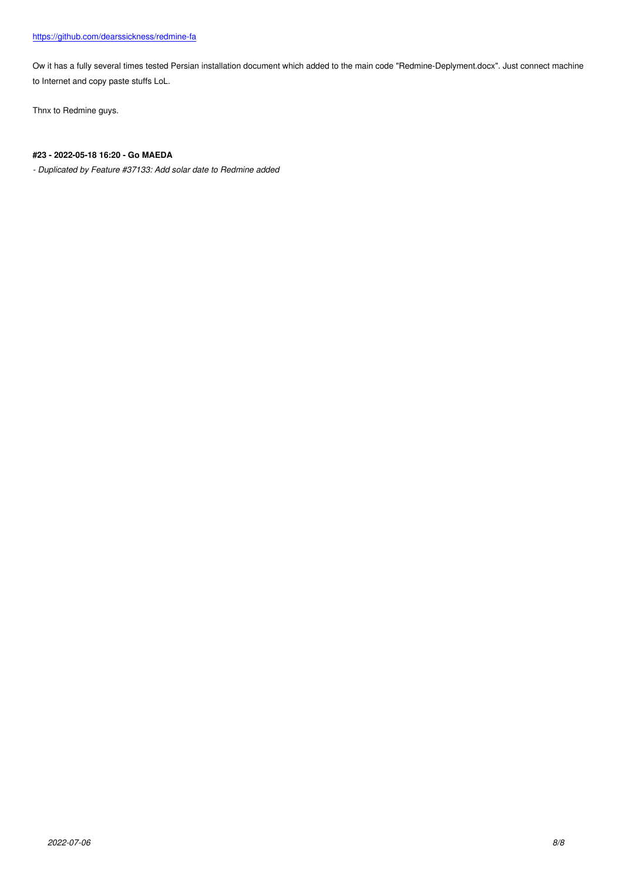https://github.com/dearssickness/redmine-fa

Ow it has a fully several times tested Persian installation document which added to the main code "Redmine-Deplyment.docx". Just connect machine to Internet and copy paste stuffs LoL.

Thnx to Redmine guys.

**#23 - 2022-05-18 16:20 - Go MAEDA**

*- Duplicated by Feature #37133: Add solar date to Redmine added*